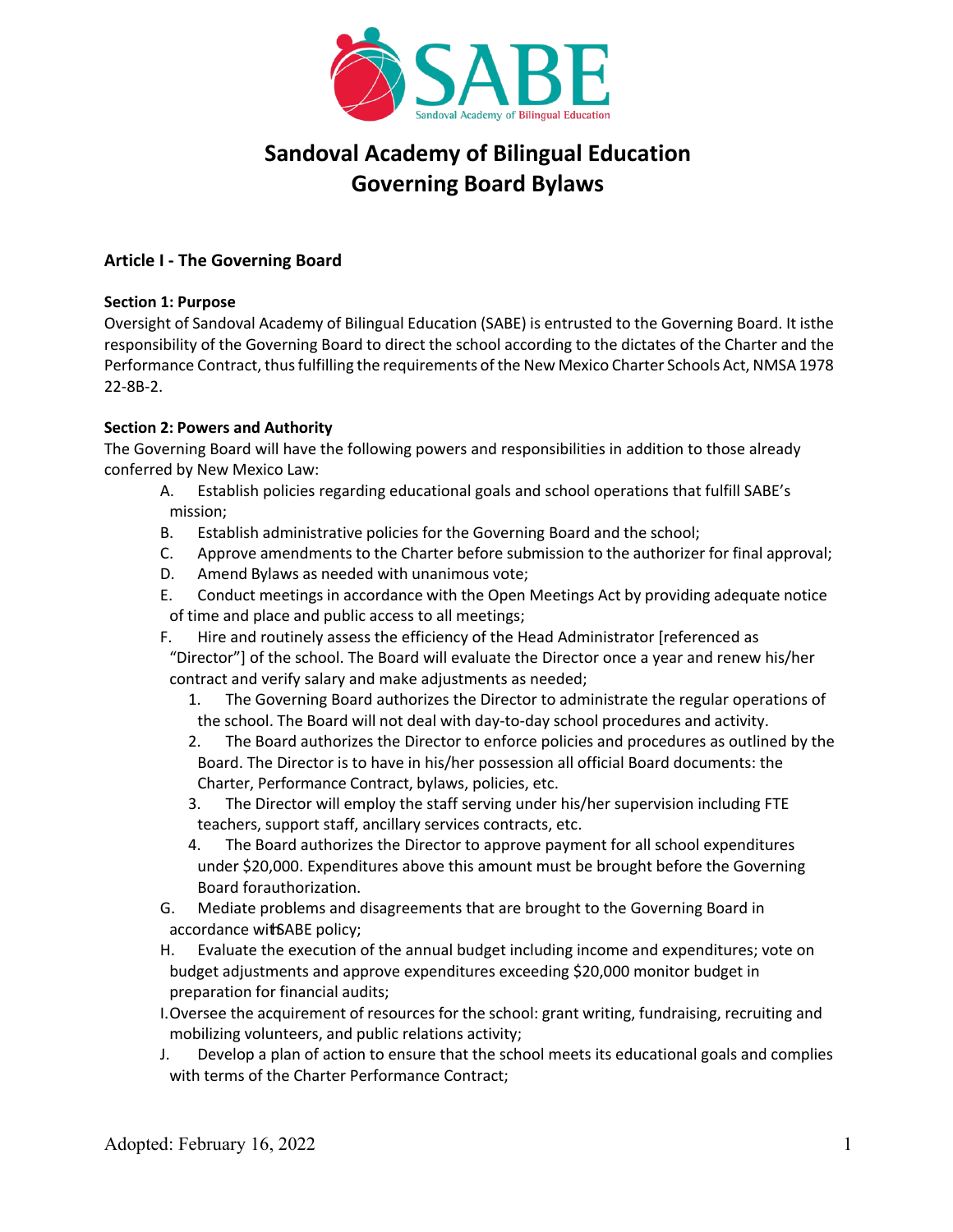# Sandoval Academy of Bilingual Education
# Governing Board Bylaws

## Article I - The Governing Board

### Section 1: Purpose

Oversight of Sandoval Academy of Bilingual Education (SABE) is entrusted to the Governing Board. It isthe responsibility of the Governing Board to direct the school according to the dictates of the Charter and the Performance Contract, thus fulfilling the requirements of the New Mexico Charter Schools Act, NMSA 1978 22-8B-2.

### Section 2: Powers and Authority

The Governing Board will have the following powers and responsibilities in addition to those already conferred by New Mexico Law:

A. Establish policies regarding educational goals and school operations that fulfill SABE's mission;

B. Establish administrative policies for the Governing Board and the school;

C. Approve amendments to the Charter before submission to the authorizer for final approval;

D. Amend Bylaws as needed with unanimous vote;

E. Conduct meetings in accordance with the Open Meetings Act by providing adequate notice of time and place and public access to all meetings;

F. Hire and routinely assess the efficiency of the Head Administrator [referenced as "Director"] of the school. The Board will evaluate the Director once a year and renew his/her contract and verify salary and make adjustments as needed;

1. The Governing Board authorizes the Director to administrate the regular operations of the school. The Board will not deal with day-to-day school procedures and activity.
2. The Board authorizes the Director to enforce policies and procedures as outlined by the Board. The Director is to have in his/her possession all official Board documents: the Charter, Performance Contract, bylaws, policies, etc.
3. The Director will employ the staff serving under his/her supervision including FTE teachers, support staff, ancillary services contracts, etc.
4. The Board authorizes the Director to approve payment for all school expenditures under $20,000. Expenditures above this amount must be brought before the Governing Board forauthorization.

G. Mediate problems and disagreements that are brought to the Governing Board in accordance witSABE policy;

H. Evaluate the execution of the annual budget including income and expenditures; vote on budget adjustments and approve expenditures exceeding $20,000 monitor budget in preparation for financial audits;

I. Oversee the acquirement of resources for the school: grant writing, fundraising, recruiting and mobilizing volunteers, and public relations activity;

J. Develop a plan of action to ensure that the school meets its educational goals and complies with terms of the Charter Performance Contract;

Adopted: February 16, 2022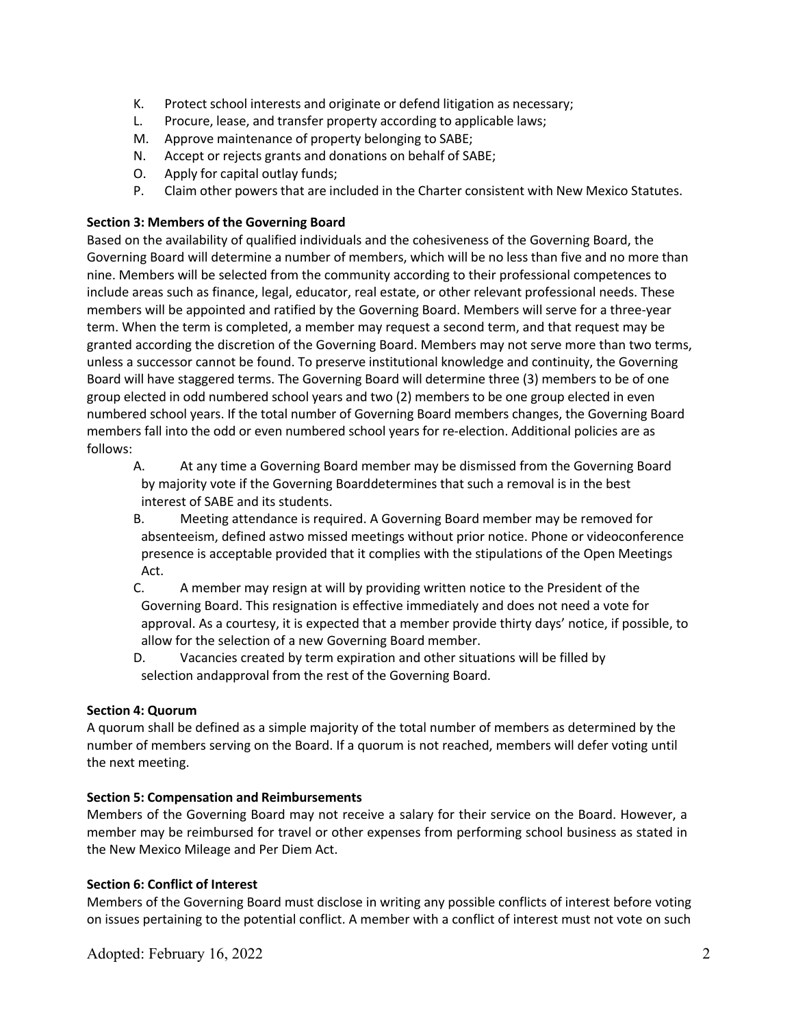K. Protect school interests and originate or defend litigation as necessary;
L. Procure, lease, and transfer property according to applicable laws;
M. Approve maintenance of property belonging to SABE;
N. Accept or rejects grants and donations on behalf of SABE;
O. Apply for capital outlay funds;
P. Claim other powers that are included in the Charter consistent with New Mexico Statutes.

**Section 3: Members of the Governing Board**

Based on the availability of qualified individuals and the cohesiveness of the Governing Board, the Governing Board will determine a number of members, which will be no less than five and no more than nine. Members will be selected from the community according to their professional competences to include areas such as finance, legal, educator, real estate, or other relevant professional needs. These members will be appointed and ratified by the Governing Board. Members will serve for a three-year term. When the term is completed, a member may request a second term, and that request may be granted according the discretion of the Governing Board. Members may not serve more than two terms, unless a successor cannot be found. To preserve institutional knowledge and continuity, the Governing Board will have staggered terms. The Governing Board will determine three (3) members to be of one group elected in odd numbered school years and two (2) members to be one group elected in even numbered school years. If the total number of Governing Board members changes, the Governing Board members fall into the odd or even numbered school years for re-election. Additional policies are as follows:

A. At any time a Governing Board member may be dismissed from the Governing Board by majority vote if the Governing Boarddetermines that such a removal is in the best interest of SABE and its students.
B. Meeting attendance is required. A Governing Board member may be removed for absenteeism, defined astwo missed meetings without prior notice. Phone or videoconference presence is acceptable provided that it complies with the stipulations of the Open Meetings Act.
C. A member may resign at will by providing written notice to the President of the Governing Board. This resignation is effective immediately and does not need a vote for approval. As a courtesy, it is expected that a member provide thirty days' notice, if possible, to allow for the selection of a new Governing Board member.
D. Vacancies created by term expiration and other situations will be filled by selection andapproval from the rest of the Governing Board.

**Section 4: Quorum**

A quorum shall be defined as a simple majority of the total number of members as determined by the number of members serving on the Board. If a quorum is not reached, members will defer voting until the next meeting.

**Section 5: Compensation and Reimbursements**

Members of the Governing Board may not receive a salary for their service on the Board. However, a member may be reimbursed for travel or other expenses from performing school business as stated in the New Mexico Mileage and Per Diem Act.

**Section 6: Conflict of Interest**

Members of the Governing Board must disclose in writing any possible conflicts of interest before voting on issues pertaining to the potential conflict. A member with a conflict of interest must not vote on such

Adopted: February 16, 2022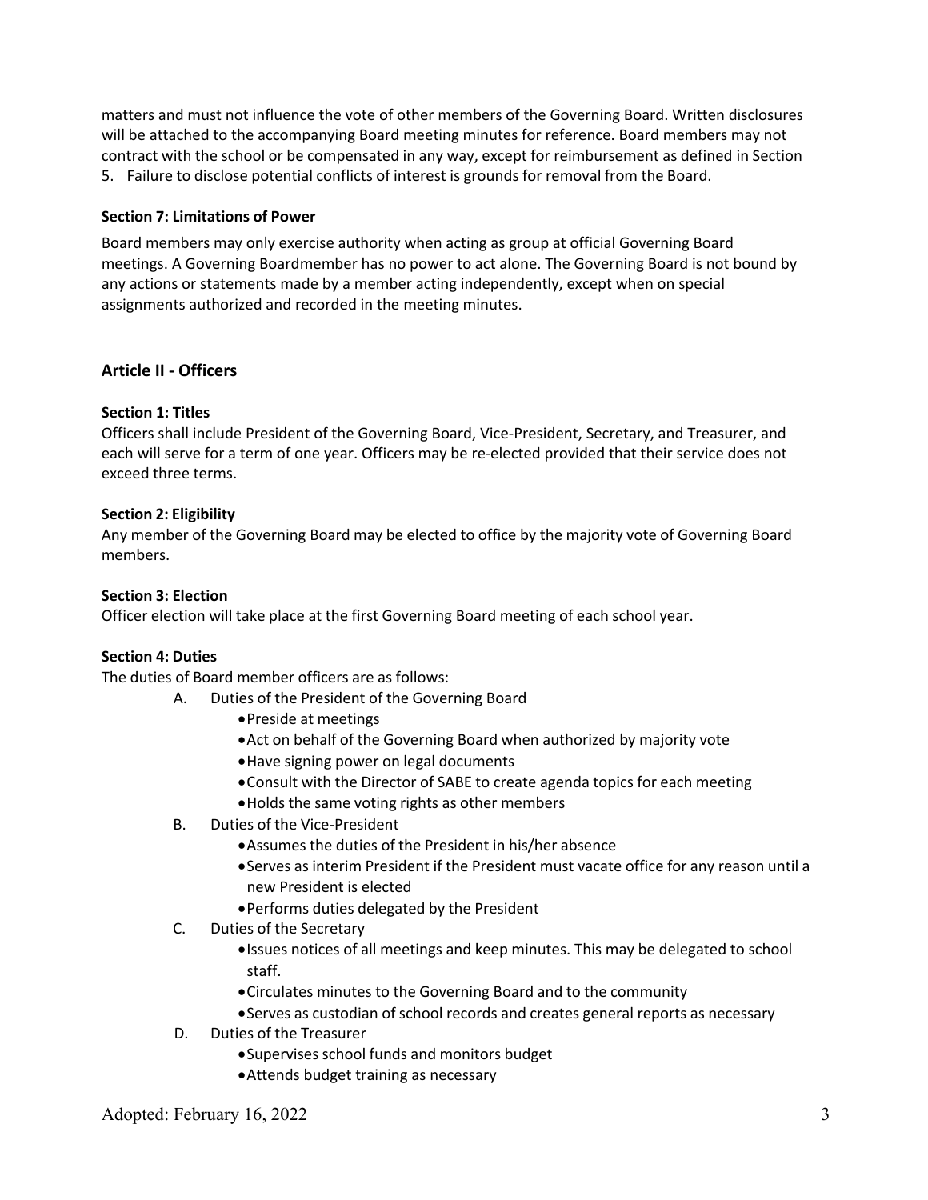matters and must not influence the vote of other members of the Governing Board. Written disclosures will be attached to the accompanying Board meeting minutes for reference. Board members may not contract with the school or be compensated in any way, except for reimbursement as defined in Section 5. Failure to disclose potential conflicts of interest is grounds for removal from the Board.

**Section 7: Limitations of Power**

Board members may only exercise authority when acting as group at official Governing Board meetings. A Governing Boardmember has no power to act alone. The Governing Board is not bound by any actions or statements made by a member acting independently, except when on special assignments authorized and recorded in the meeting minutes.

## Article II - Officers

**Section 1: Titles**
Officers shall include President of the Governing Board, Vice-President, Secretary, and Treasurer, and each will serve for a term of one year. Officers may be re-elected provided that their service does not exceed three terms.

**Section 2: Eligibility**
Any member of the Governing Board may be elected to office by the majority vote of Governing Board members.

**Section 3: Election**
Officer election will take place at the first Governing Board meeting of each school year.

**Section 4: Duties**
The duties of Board member officers are as follows:

A. Duties of the President of the Governing Board
- Preside at meetings
- Act on behalf of the Governing Board when authorized by majority vote
- Have signing power on legal documents
- Consult with the Director of SABE to create agenda topics for each meeting
- Holds the same voting rights as other members

B. Duties of the Vice-President
- Assumes the duties of the President in his/her absence
- Serves as interim President if the President must vacate office for any reason until a new President is elected
- Performs duties delegated by the President

C. Duties of the Secretary
- Issues notices of all meetings and keep minutes. This may be delegated to school staff.
- Circulates minutes to the Governing Board and to the community
- Serves as custodian of school records and creates general reports as necessary

D. Duties of the Treasurer
- Supervises school funds and monitors budget
- Attends budget training as necessary

Adopted: February 16, 2022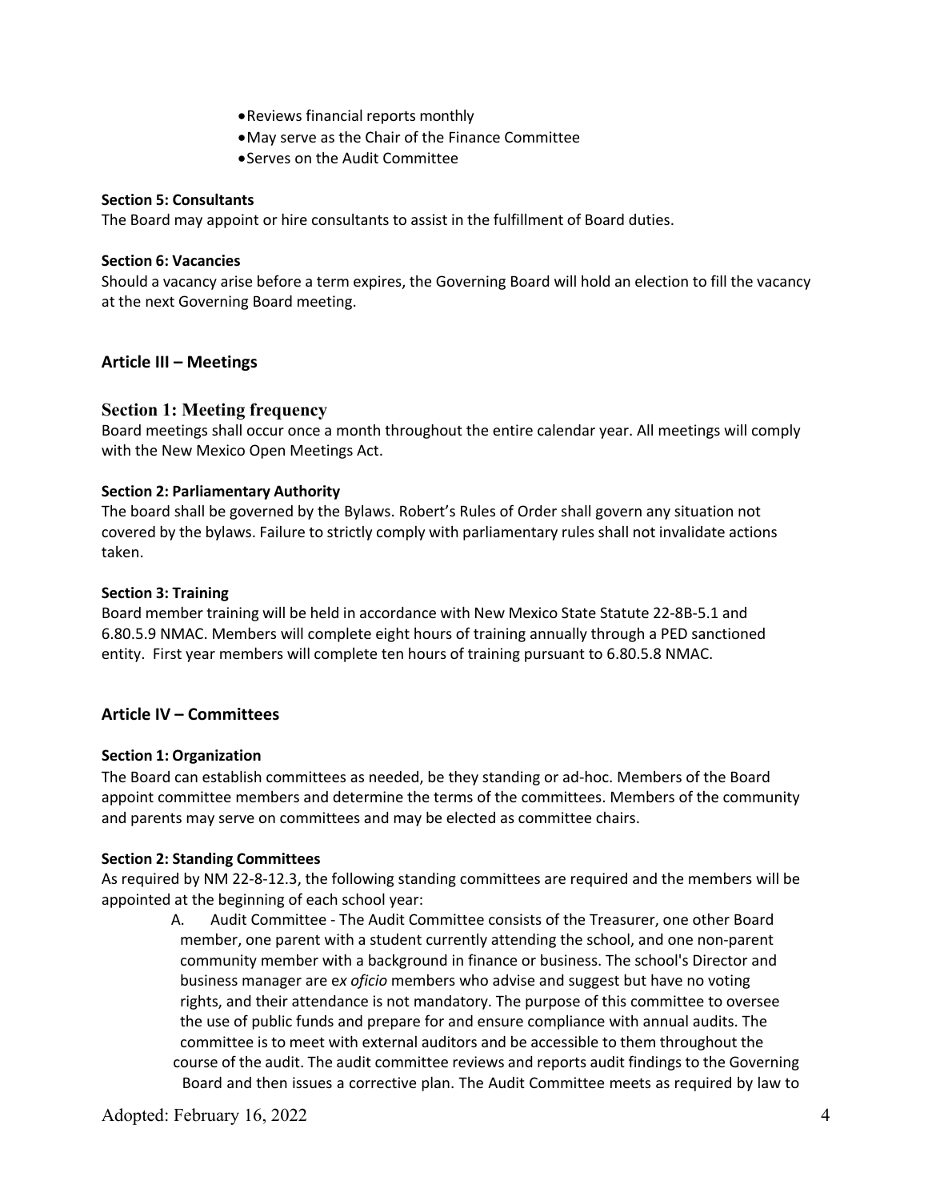- Reviews financial reports monthly
- May serve as the Chair of the Finance Committee
- Serves on the Audit Committee

**Section 5: Consultants**
The Board may appoint or hire consultants to assist in the fulfillment of Board duties.

**Section 6: Vacancies**
Should a vacancy arise before a term expires, the Governing Board will hold an election to fill the vacancy at the next Governing Board meeting.

## Article III – Meetings

### Section 1: Meeting frequency

Board meetings shall occur once a month throughout the entire calendar year. All meetings will comply with the New Mexico Open Meetings Act.

**Section 2: Parliamentary Authority**
The board shall be governed by the Bylaws. Robert's Rules of Order shall govern any situation not covered by the bylaws. Failure to strictly comply with parliamentary rules shall not invalidate actions taken.

**Section 3: Training**
Board member training will be held in accordance with New Mexico State Statute 22-8B-5.1 and 6.80.5.9 NMAC. Members will complete eight hours of training annually through a PED sanctioned entity. First year members will complete ten hours of training pursuant to 6.80.5.8 NMAC.

## Article IV – Committees

**Section 1: Organization**
The Board can establish committees as needed, be they standing or ad-hoc. Members of the Board appoint committee members and determine the terms of the committees. Members of the community and parents may serve on committees and may be elected as committee chairs.

**Section 2: Standing Committees**
As required by NM 22-8-12.3, the following standing committees are required and the members will be appointed at the beginning of each school year:

A. Audit Committee - The Audit Committee consists of the Treasurer, one other Board member, one parent with a student currently attending the school, and one non-parent community member with a background in finance or business. The school's Director and business manager are e*x oficio* members who advise and suggest but have no voting rights, and their attendance is not mandatory. The purpose of this committee to oversee the use of public funds and prepare for and ensure compliance with annual audits. The committee is to meet with external auditors and be accessible to them throughout the course of the audit. The audit committee reviews and reports audit findings to the Governing Board and then issues a corrective plan. The Audit Committee meets as required by law to

Adopted: February 16, 2022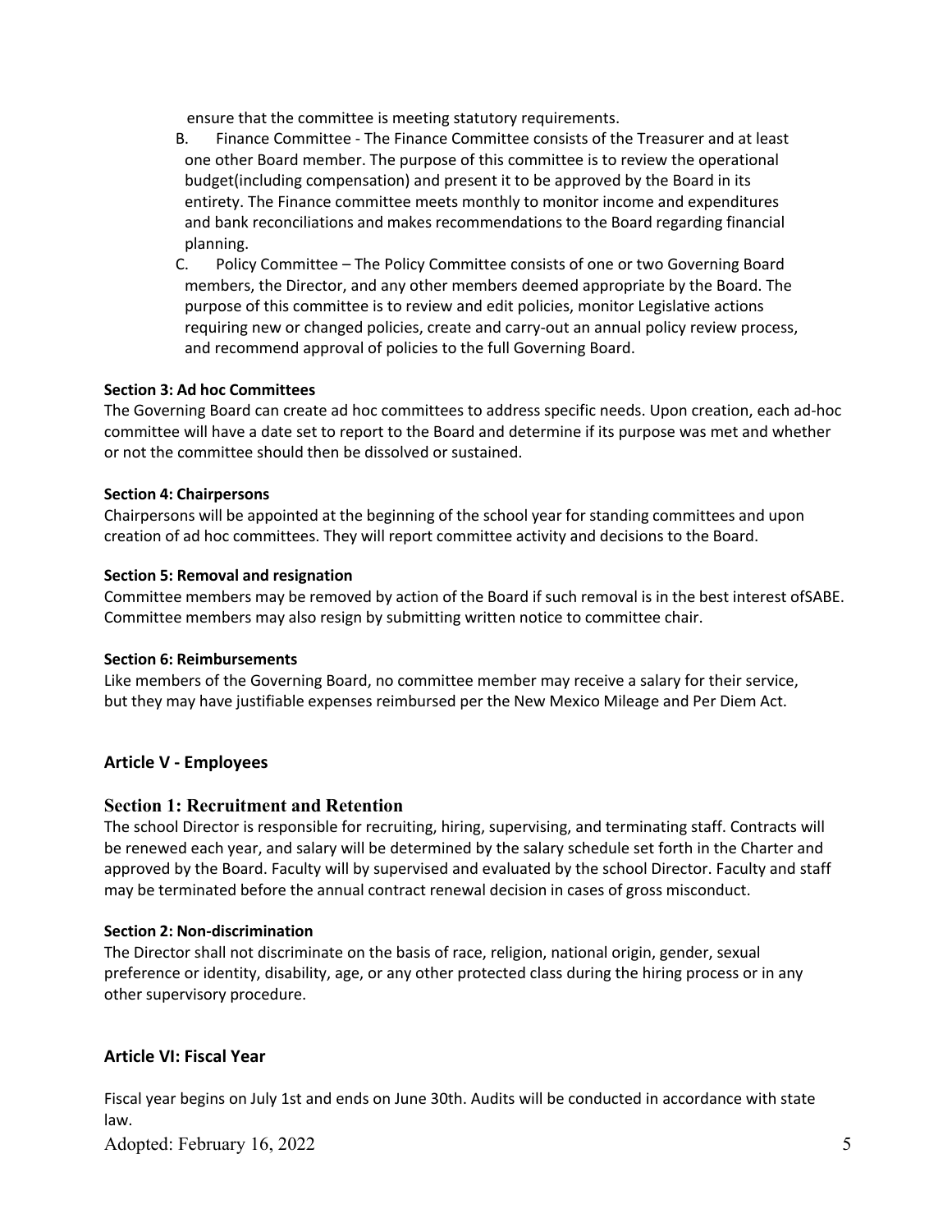ensure that the committee is meeting statutory requirements.

B. Finance Committee - The Finance Committee consists of the Treasurer and at least one other Board member. The purpose of this committee is to review the operational budget(including compensation) and present it to be approved by the Board in its entirety. The Finance committee meets monthly to monitor income and expenditures and bank reconciliations and makes recommendations to the Board regarding financial planning.

C. Policy Committee – The Policy Committee consists of one or two Governing Board members, the Director, and any other members deemed appropriate by the Board. The purpose of this committee is to review and edit policies, monitor Legislative actions requiring new or changed policies, create and carry-out an annual policy review process, and recommend approval of policies to the full Governing Board.

**Section 3: Ad hoc Committees**

The Governing Board can create ad hoc committees to address specific needs. Upon creation, each ad-hoc committee will have a date set to report to the Board and determine if its purpose was met and whether or not the committee should then be dissolved or sustained.

**Section 4: Chairpersons**

Chairpersons will be appointed at the beginning of the school year for standing committees and upon creation of ad hoc committees. They will report committee activity and decisions to the Board.

**Section 5: Removal and resignation**

Committee members may be removed by action of the Board if such removal is in the best interest ofSABE. Committee members may also resign by submitting written notice to committee chair.

**Section 6: Reimbursements**

Like members of the Governing Board, no committee member may receive a salary for their service, but they may have justifiable expenses reimbursed per the New Mexico Mileage and Per Diem Act.

## Article V - Employees

### Section 1: Recruitment and Retention

The school Director is responsible for recruiting, hiring, supervising, and terminating staff. Contracts will be renewed each year, and salary will be determined by the salary schedule set forth in the Charter and approved by the Board. Faculty will by supervised and evaluated by the school Director. Faculty and staff may be terminated before the annual contract renewal decision in cases of gross misconduct.

**Section 2: Non-discrimination**

The Director shall not discriminate on the basis of race, religion, national origin, gender, sexual preference or identity, disability, age, or any other protected class during the hiring process or in any other supervisory procedure.

## Article VI: Fiscal Year

Fiscal year begins on July 1st and ends on June 30th. Audits will be conducted in accordance with state law.

Adopted: February 16, 2022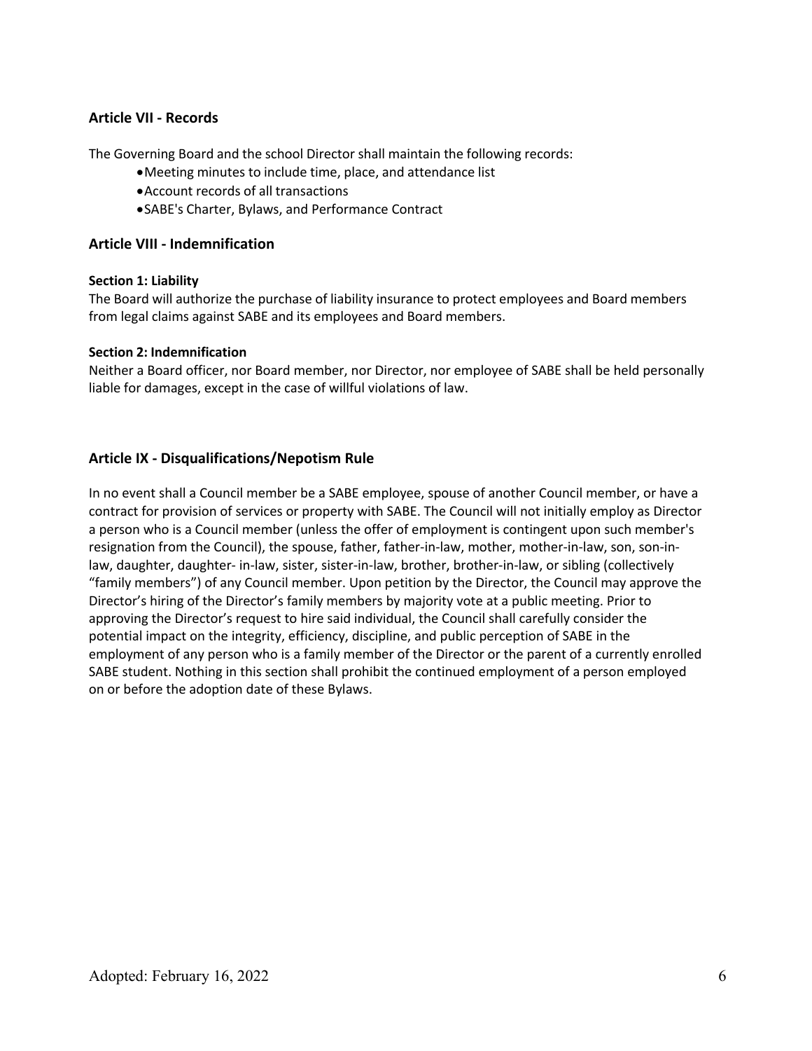## Article VII - Records

The Governing Board and the school Director shall maintain the following records:

- Meeting minutes to include time, place, and attendance list
- Account records of all transactions
- SABE's Charter, Bylaws, and Performance Contract

## Article VIII - Indemnification

#### Section 1: Liability

The Board will authorize the purchase of liability insurance to protect employees and Board members from legal claims against SABE and its employees and Board members.

#### Section 2: Indemnification

Neither a Board officer, nor Board member, nor Director, nor employee of SABE shall be held personally liable for damages, except in the case of willful violations of law.

## Article IX - Disqualifications/Nepotism Rule

In no event shall a Council member be a SABE employee, spouse of another Council member, or have a contract for provision of services or property with SABE. The Council will not initially employ as Director a person who is a Council member (unless the offer of employment is contingent upon such member's resignation from the Council), the spouse, father, father-in-law, mother, mother-in-law, son, son-in-law, daughter, daughter- in-law, sister, sister-in-law, brother, brother-in-law, or sibling (collectively "family members") of any Council member. Upon petition by the Director, the Council may approve the Director's hiring of the Director's family members by majority vote at a public meeting. Prior to approving the Director's request to hire said individual, the Council shall carefully consider the potential impact on the integrity, efficiency, discipline, and public perception of SABE in the employment of any person who is a family member of the Director or the parent of a currently enrolled SABE student. Nothing in this section shall prohibit the continued employment of a person employed on or before the adoption date of these Bylaws.

Adopted: February 16, 2022